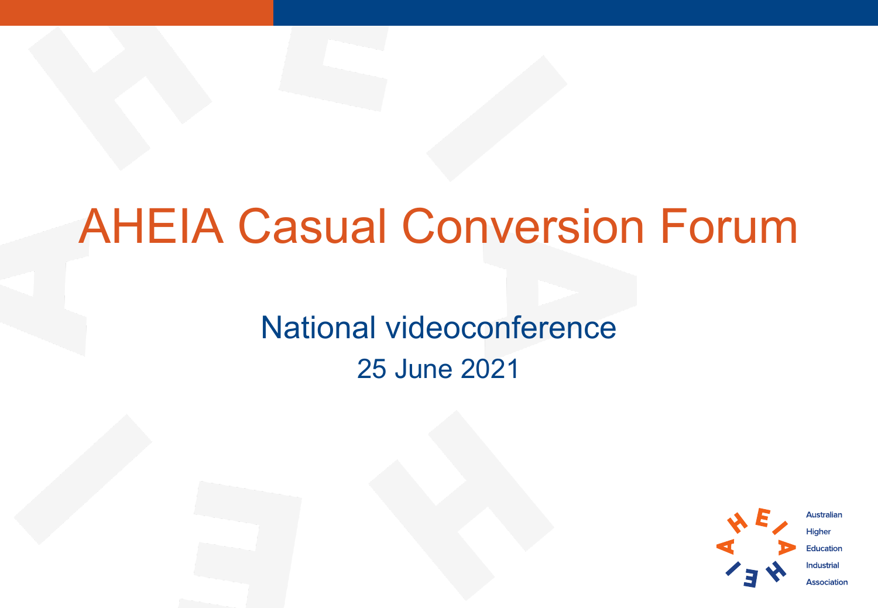# AHEIA Casual Conversion Forum

## National videoconference

25 June 2021

Australian Higher Education Industrial Association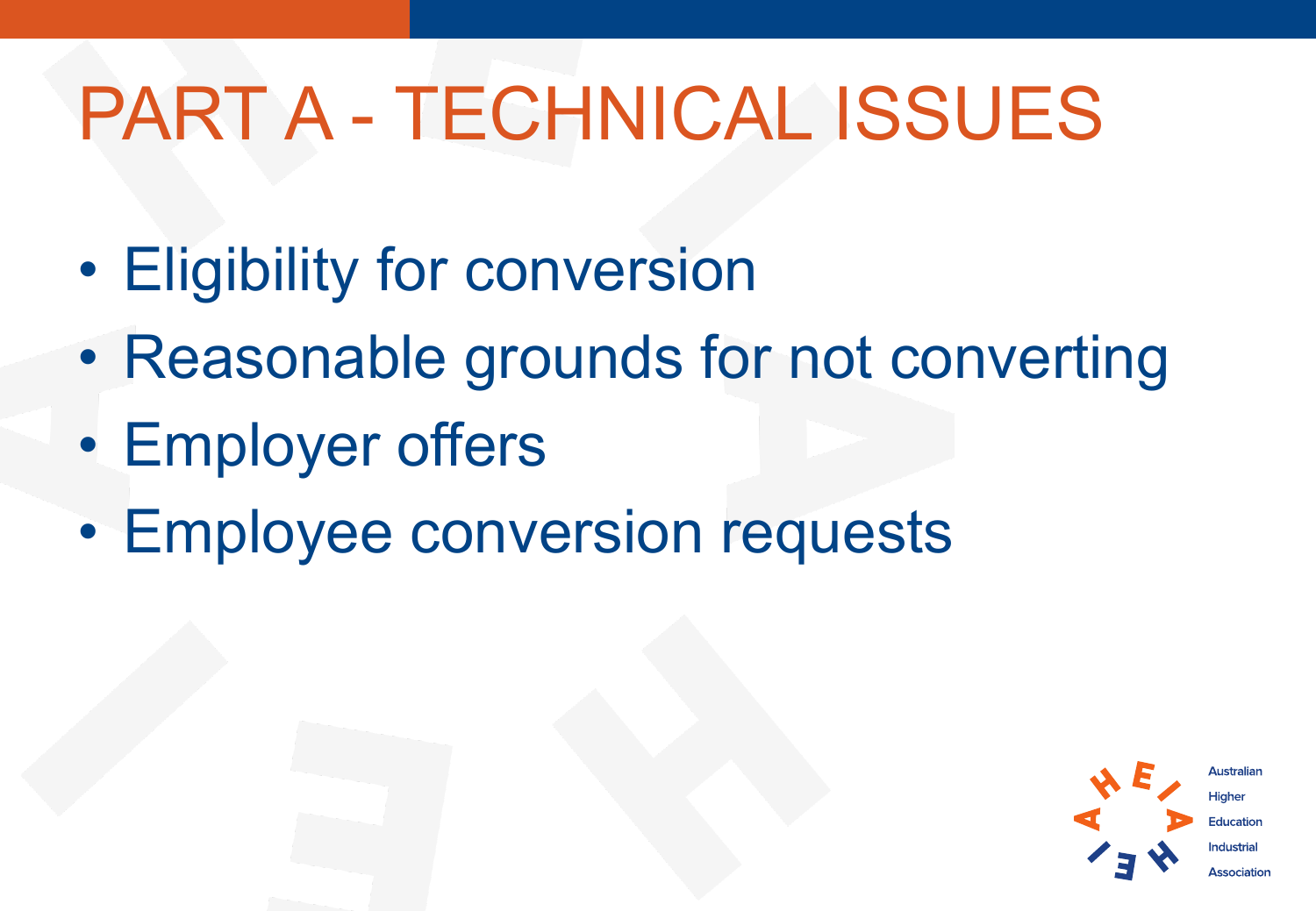# PART A - TECHNICAL ISSUES

- Eligibility for conversion
- Reasonable grounds for not converting
- Employer offers
- Employee conversion requests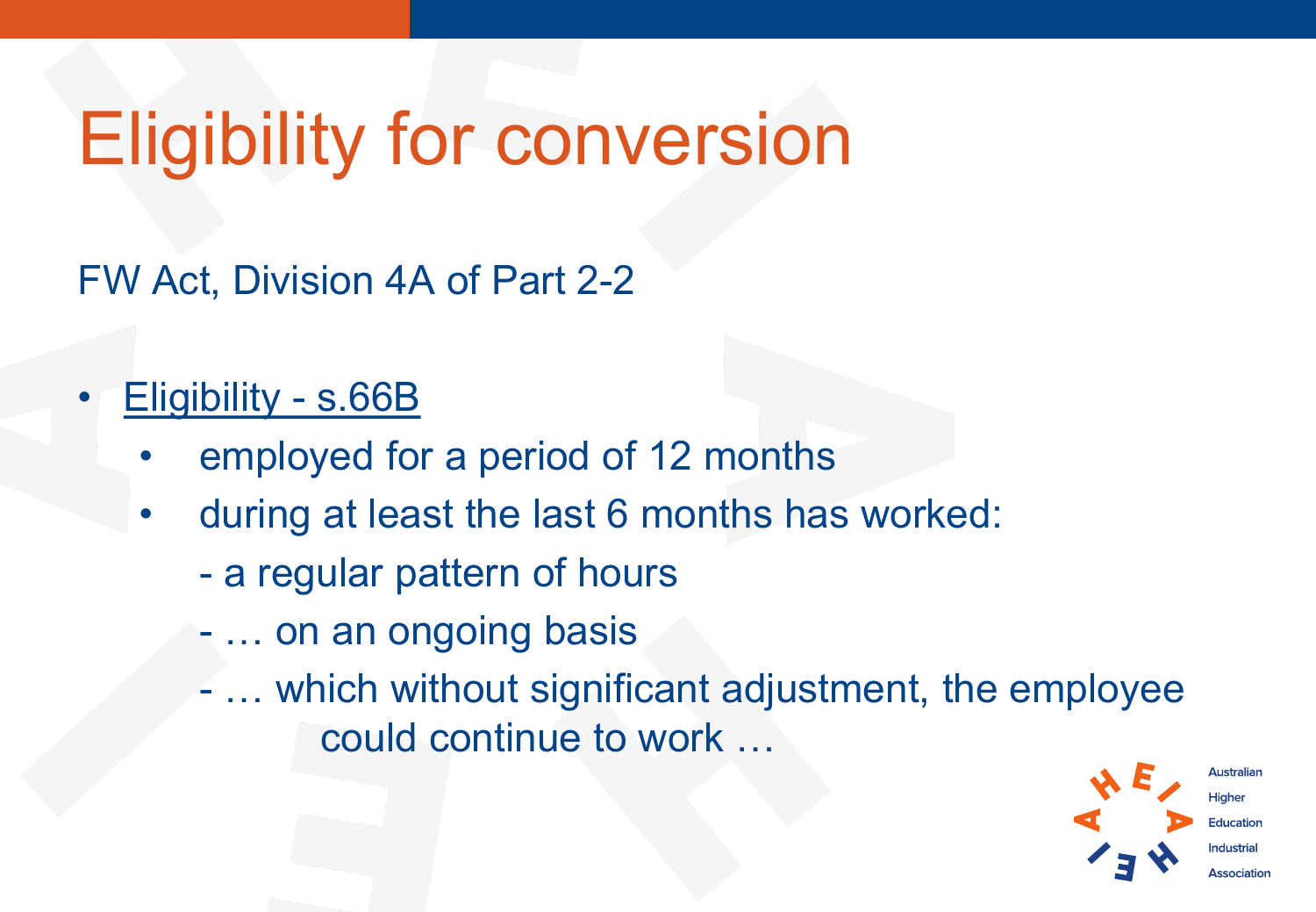# Eligibility for conversion

FW Act, Division 4A of Part 2-2

- Eligibility - s.66B
  - employed for a period of 12 months
  - during at least the last 6 months has worked:
    - a regular pattern of hours
    - … on an ongoing basis
    - … which without significant adjustment, the employee could continue to work …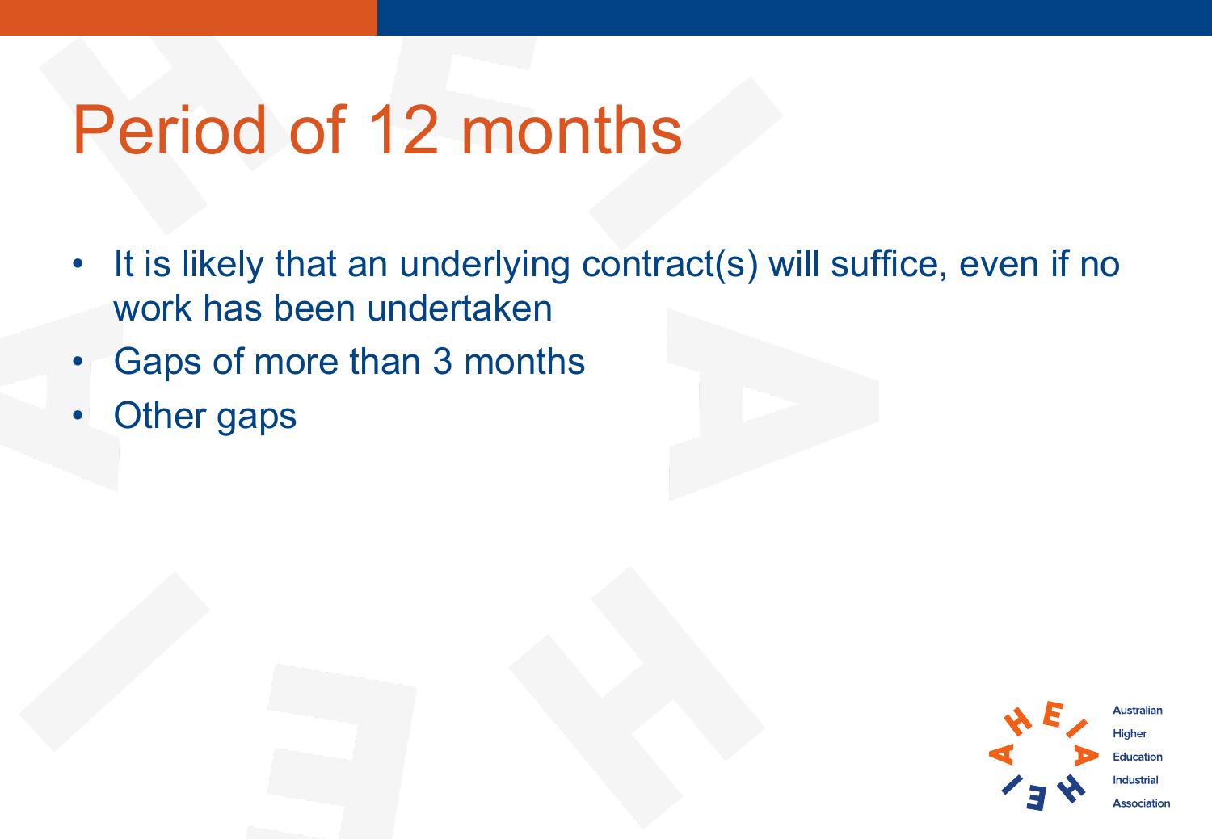# Period of 12 months

- It is likely that an underlying contract(s) will suffice, even if no work has been undertaken
- Gaps of more than 3 months
- Other gaps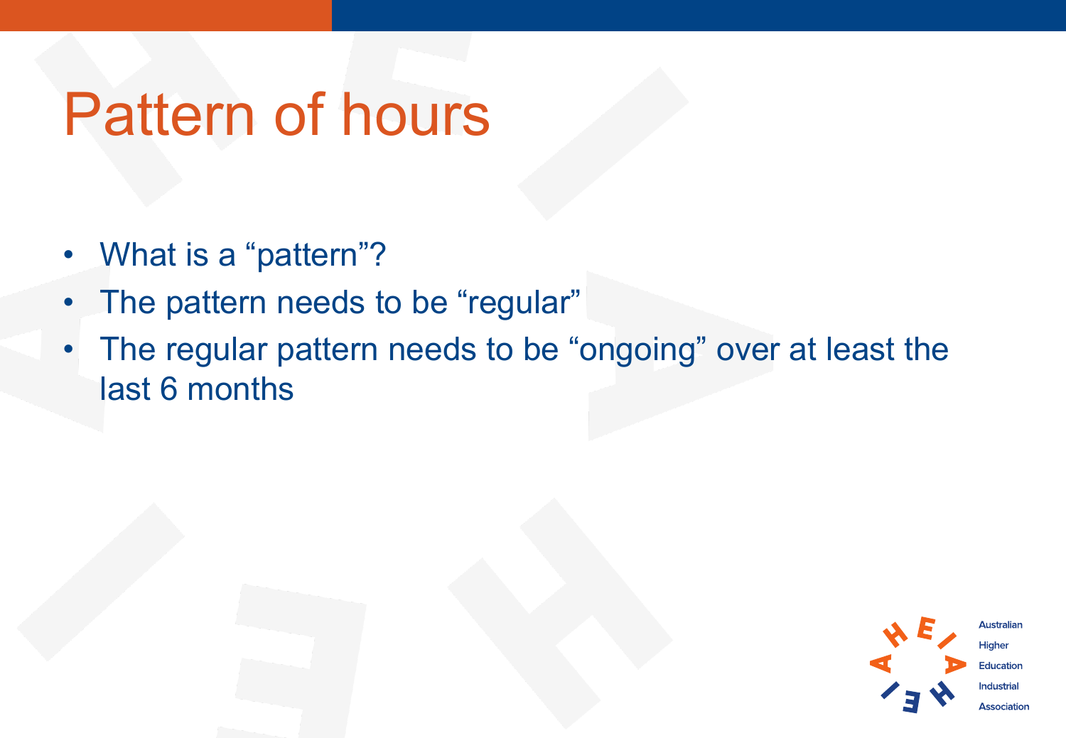# Pattern of hours

- What is a “pattern”?
- The pattern needs to be “regular”
- The regular pattern needs to be “ongoing” over at least the last 6 months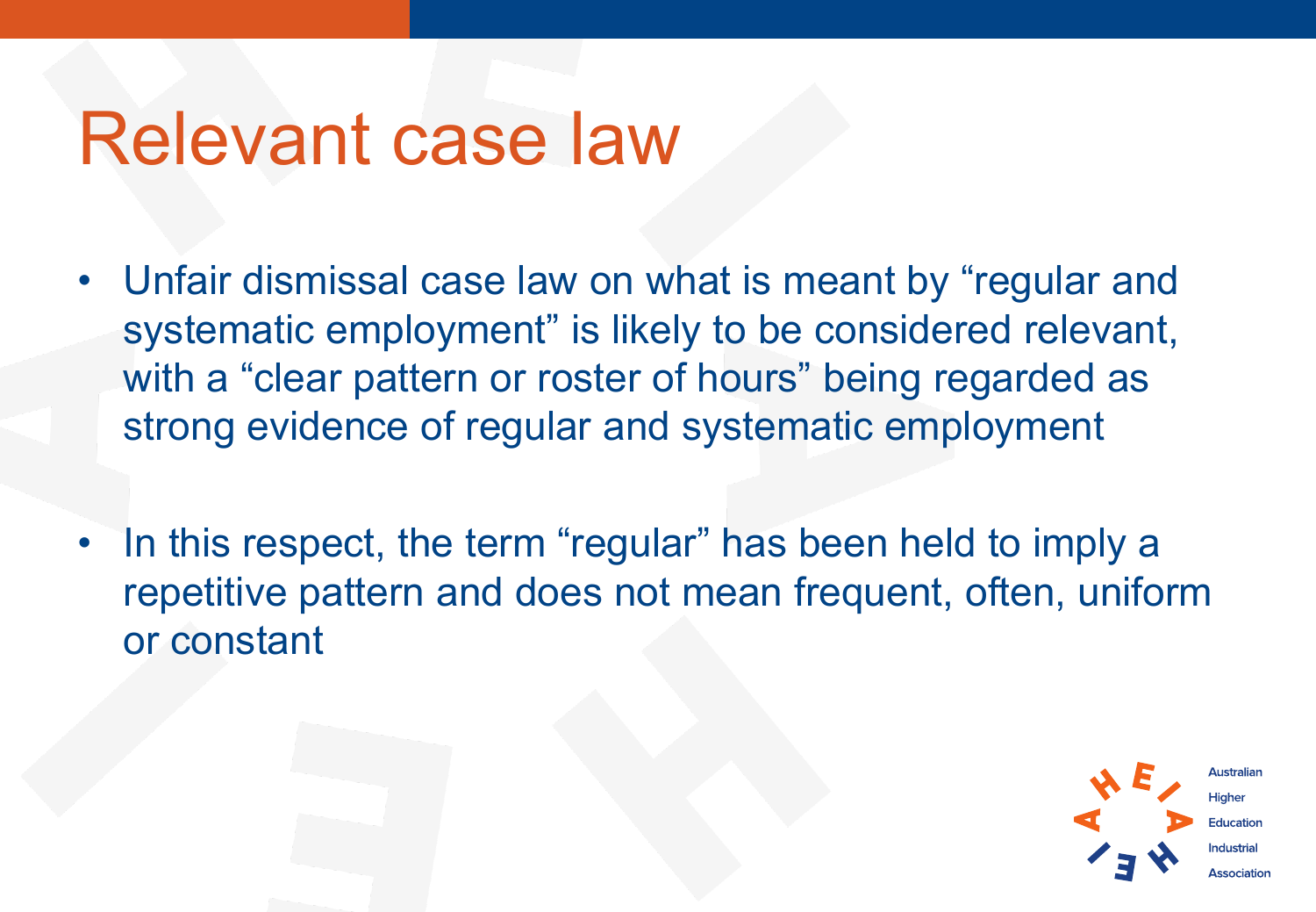# Relevant case law

- Unfair dismissal case law on what is meant by "regular and systematic employment" is likely to be considered relevant, with a "clear pattern or roster of hours" being regarded as strong evidence of regular and systematic employment

- In this respect, the term "regular" has been held to imply a repetitive pattern and does not mean frequent, often, uniform or constant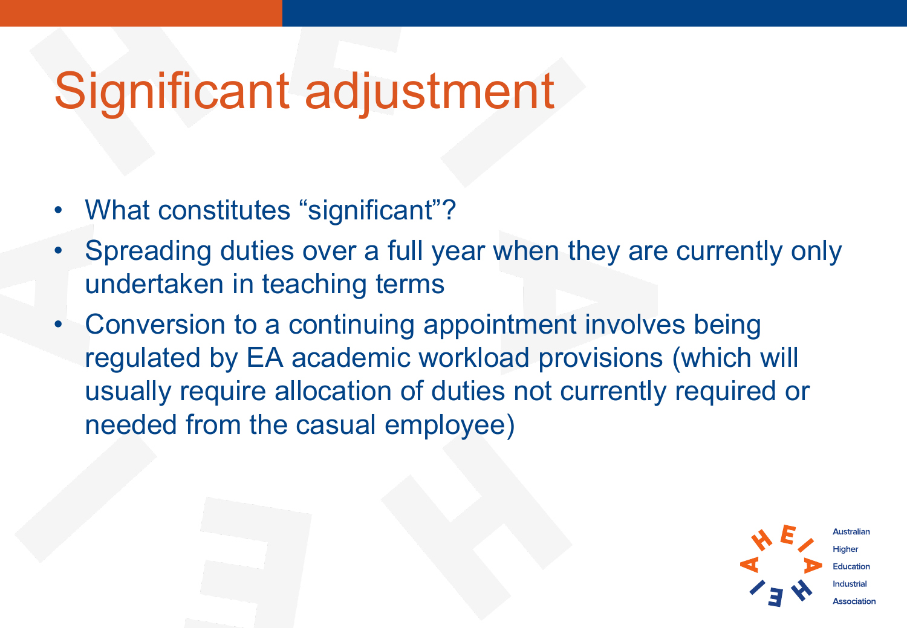# Significant adjustment

- What constitutes "significant"?
- Spreading duties over a full year when they are currently only undertaken in teaching terms
- Conversion to a continuing appointment involves being regulated by EA academic workload provisions (which will usually require allocation of duties not currently required or needed from the casual employee)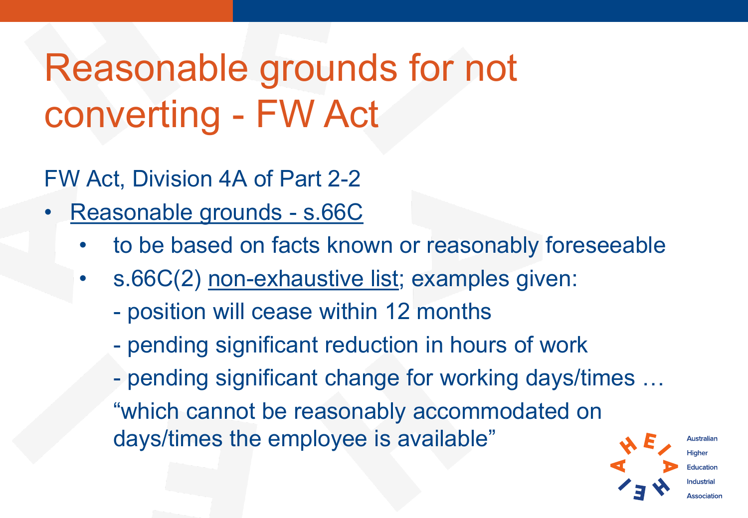# Reasonable grounds for not converting - FW Act

FW Act, Division 4A of Part 2-2

- Reasonable grounds - s.66C
  - to be based on facts known or reasonably foreseeable
  - s.66C(2) non-exhaustive list; examples given:
    - position will cease within 12 months
    - pending significant reduction in hours of work
    - pending significant change for working days/times … "which cannot be reasonably accommodated on days/times the employee is available"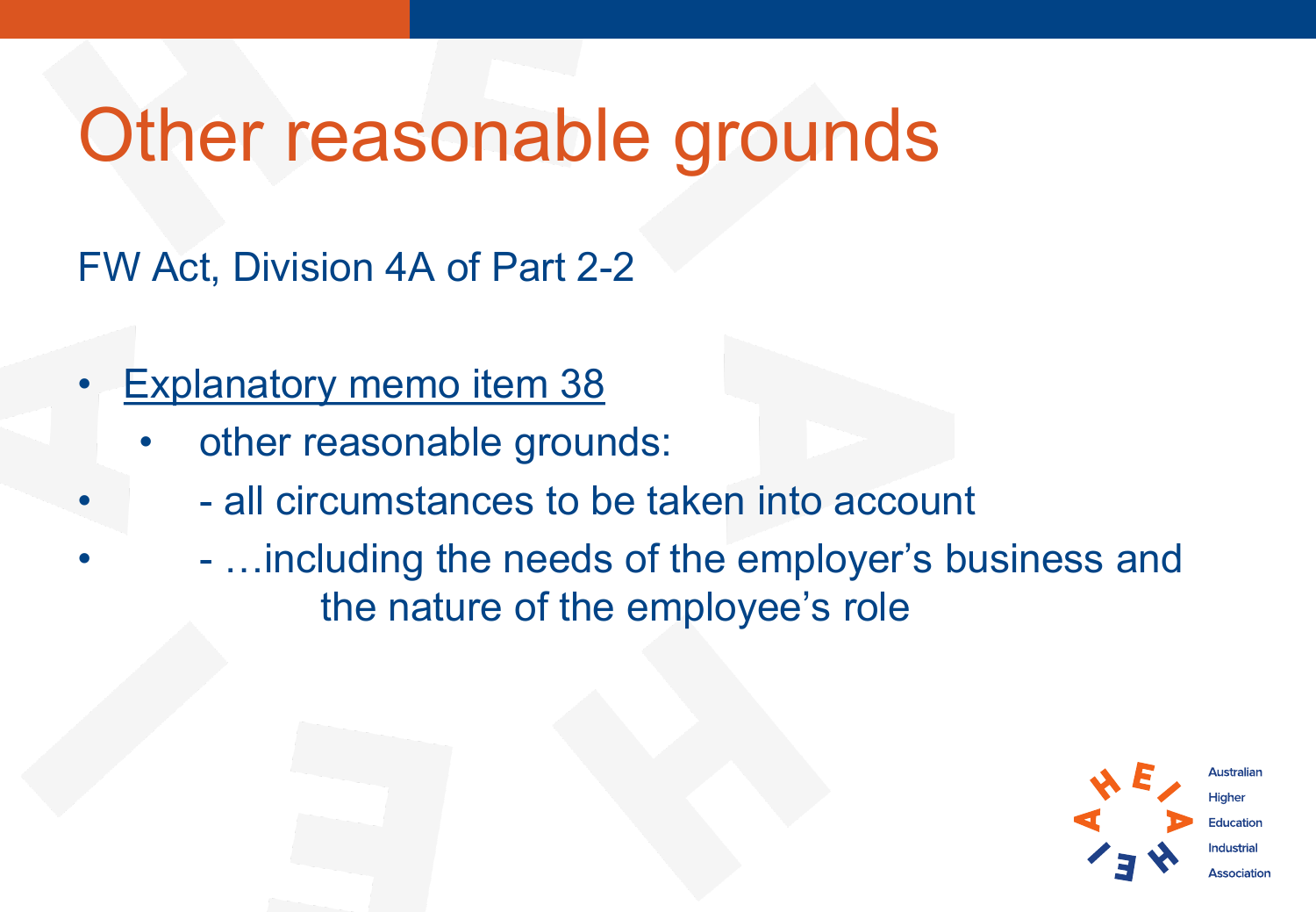# Other reasonable grounds

FW Act, Division 4A of Part 2-2

- Explanatory memo item 38
  - other reasonable grounds:
- - all circumstances to be taken into account
- - …including the needs of the employer's business and the nature of the employee's role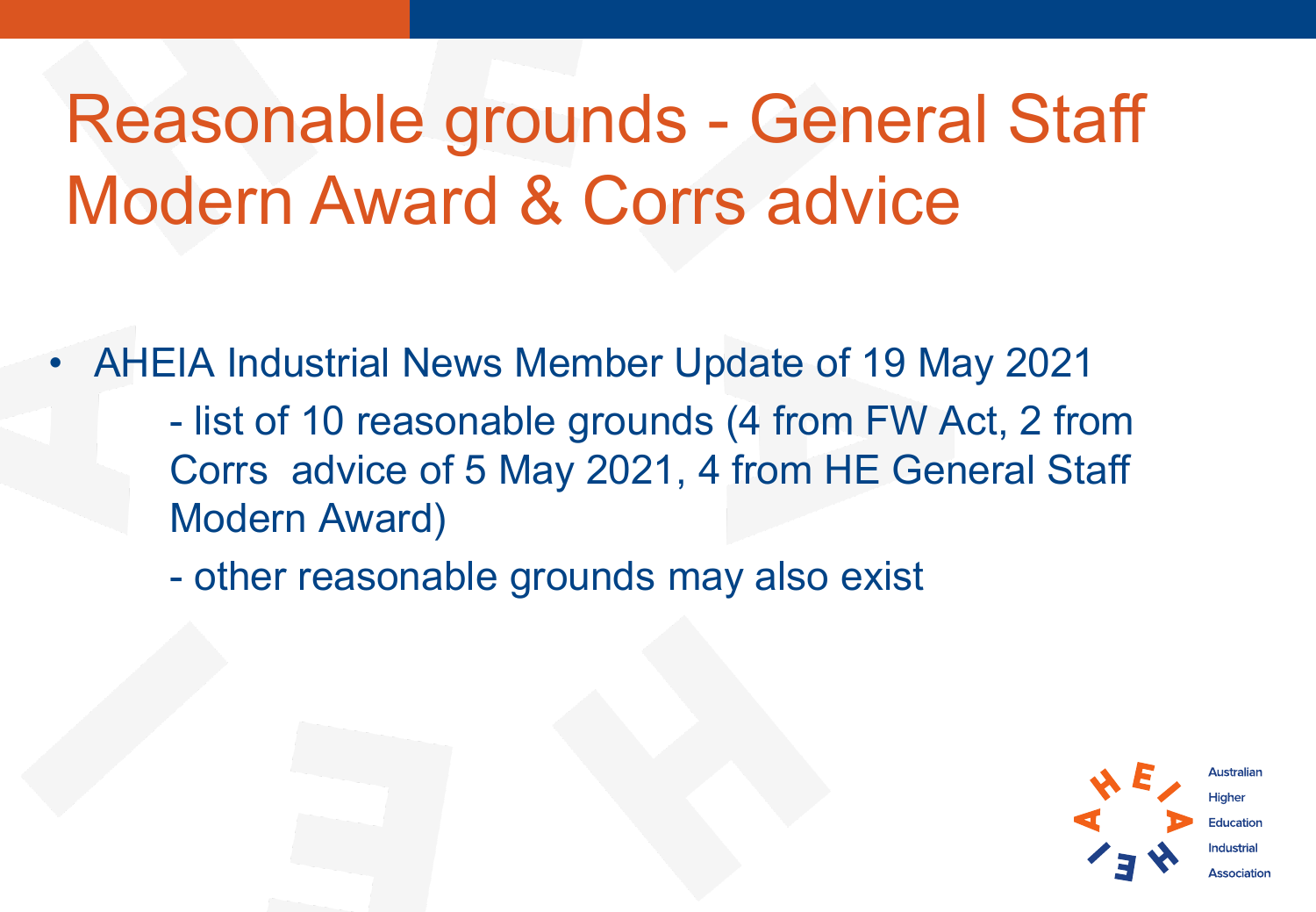# Reasonable grounds - General Staff Modern Award & Corrs advice

- AHEIA Industrial News Member Update of 19 May 2021
  - list of 10 reasonable grounds (4 from FW Act, 2 from Corrs advice of 5 May 2021, 4 from HE General Staff Modern Award)
  - other reasonable grounds may also exist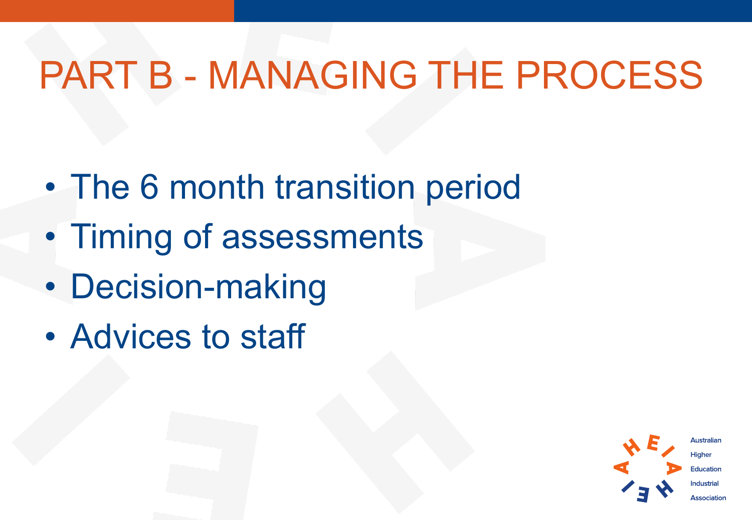# PART B - MANAGING THE PROCESS

- The 6 month transition period
- Timing of assessments
- Decision-making
- Advices to staff

Australian Higher Education Industrial Association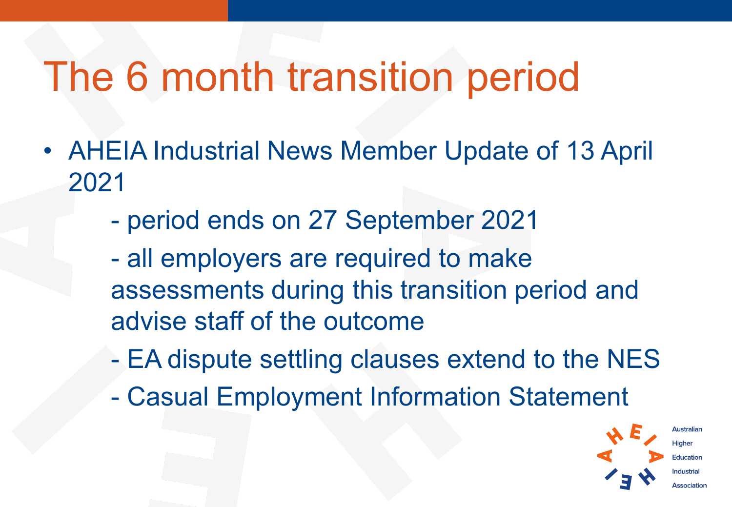# The 6 month transition period

- AHEIA Industrial News Member Update of 13 April 2021

  - period ends on 27 September 2021

  - all employers are required to make assessments during this transition period and advise staff of the outcome

  - EA dispute settling clauses extend to the NES

  - Casual Employment Information Statement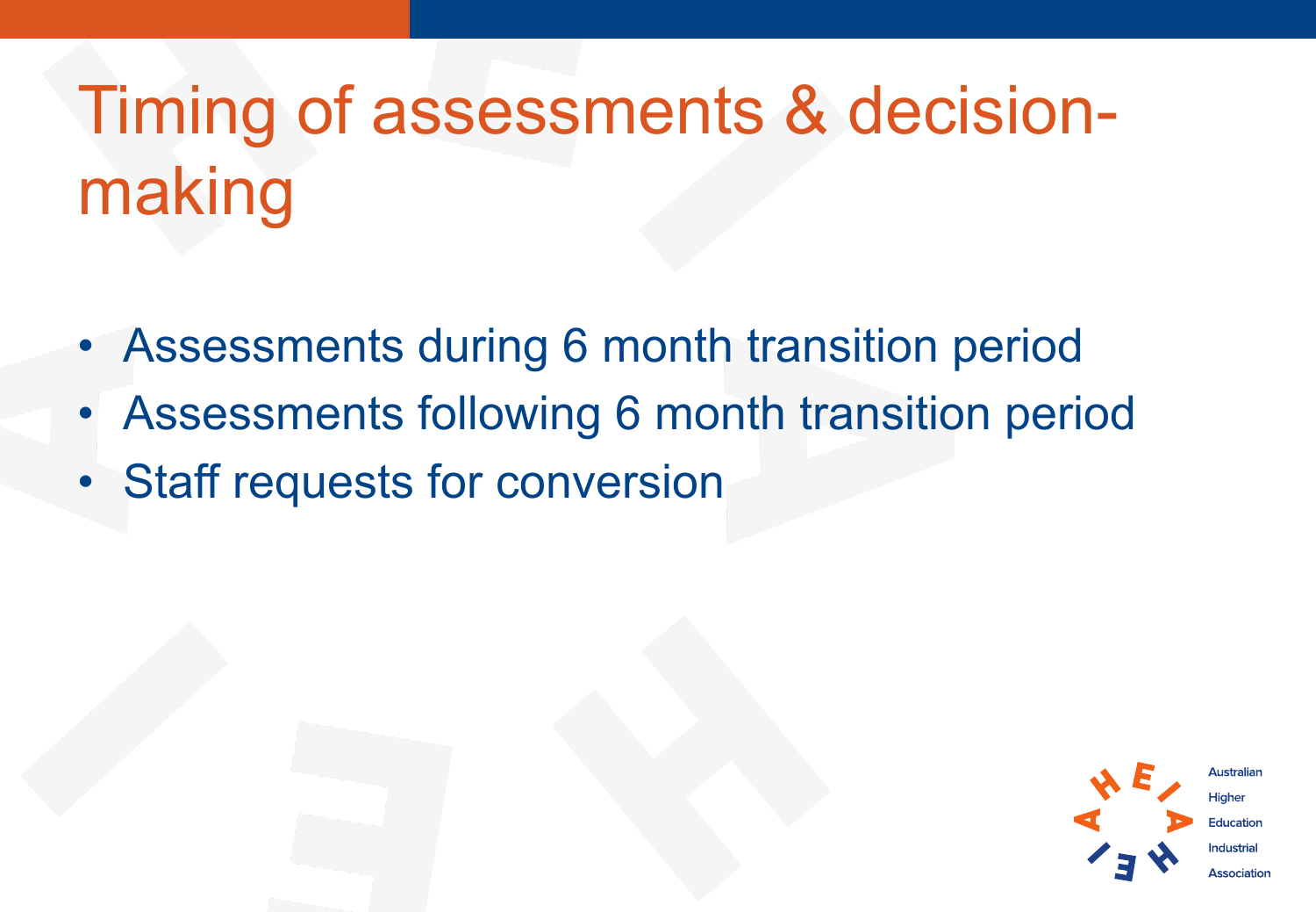# Timing of assessments & decision-making

- Assessments during 6 month transition period
- Assessments following 6 month transition period
- Staff requests for conversion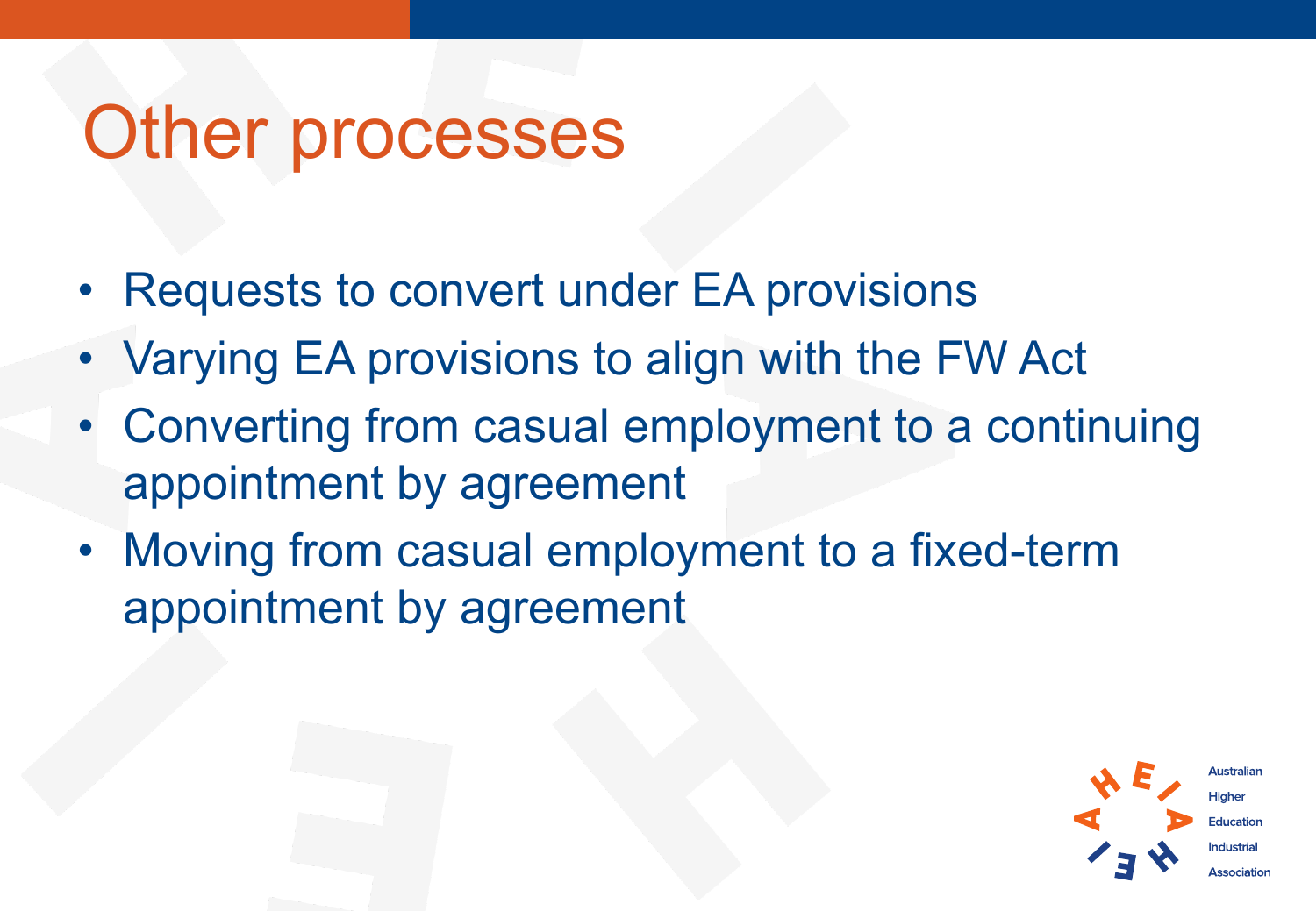# Other processes

- Requests to convert under EA provisions
- Varying EA provisions to align with the FW Act
- Converting from casual employment to a continuing appointment by agreement
- Moving from casual employment to a fixed-term appointment by agreement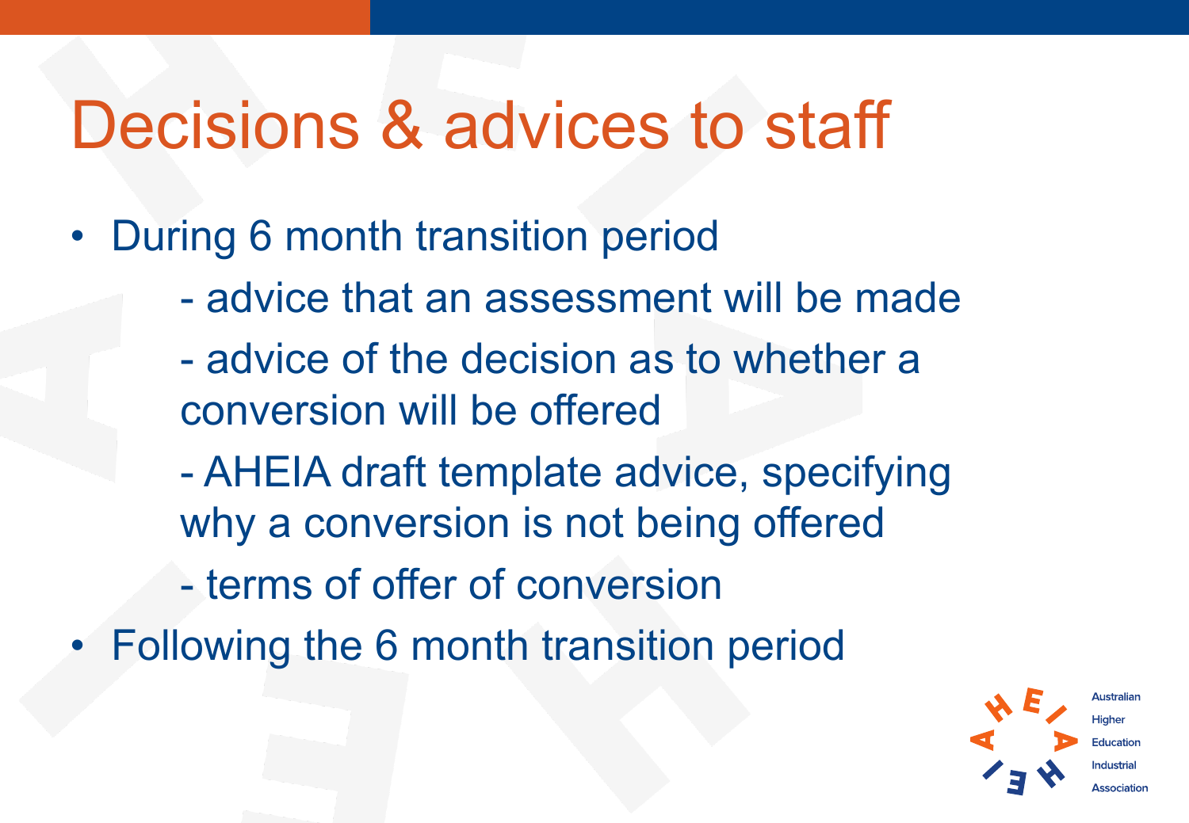# Decisions & advices to staff

- During 6 month transition period
  - advice that an assessment will be made
  - advice of the decision as to whether a conversion will be offered
  - AHEIA draft template advice, specifying why a conversion is not being offered
  - terms of offer of conversion
- Following the 6 month transition period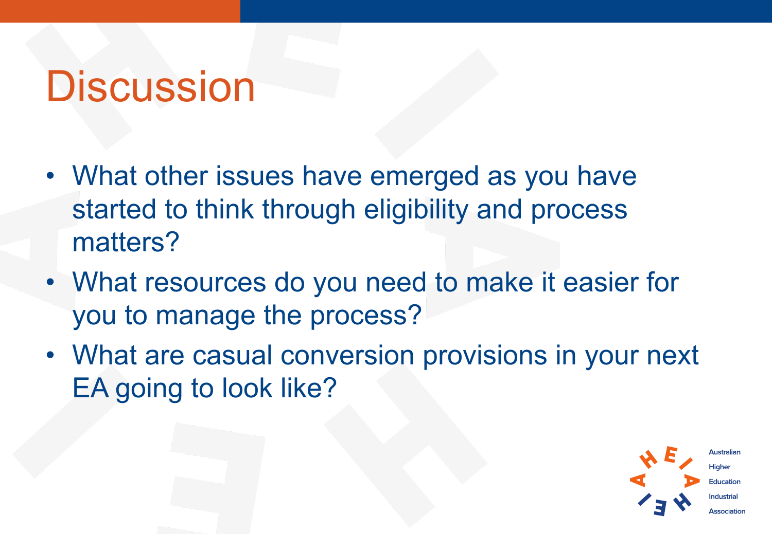# Discussion

- What other issues have emerged as you have started to think through eligibility and process matters?
- What resources do you need to make it easier for you to manage the process?
- What are casual conversion provisions in your next EA going to look like?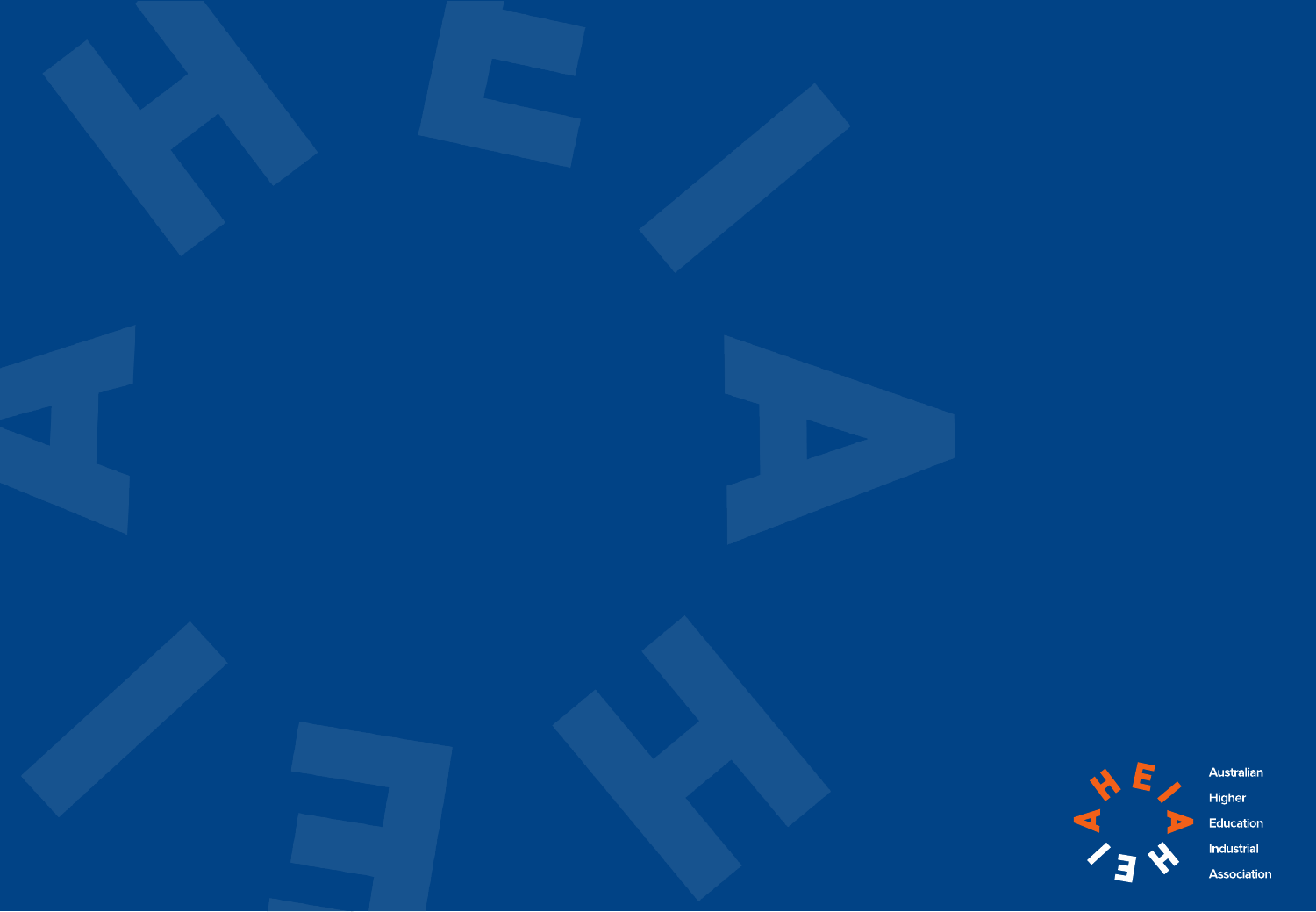Australian
Higher
Education
Industrial
Association